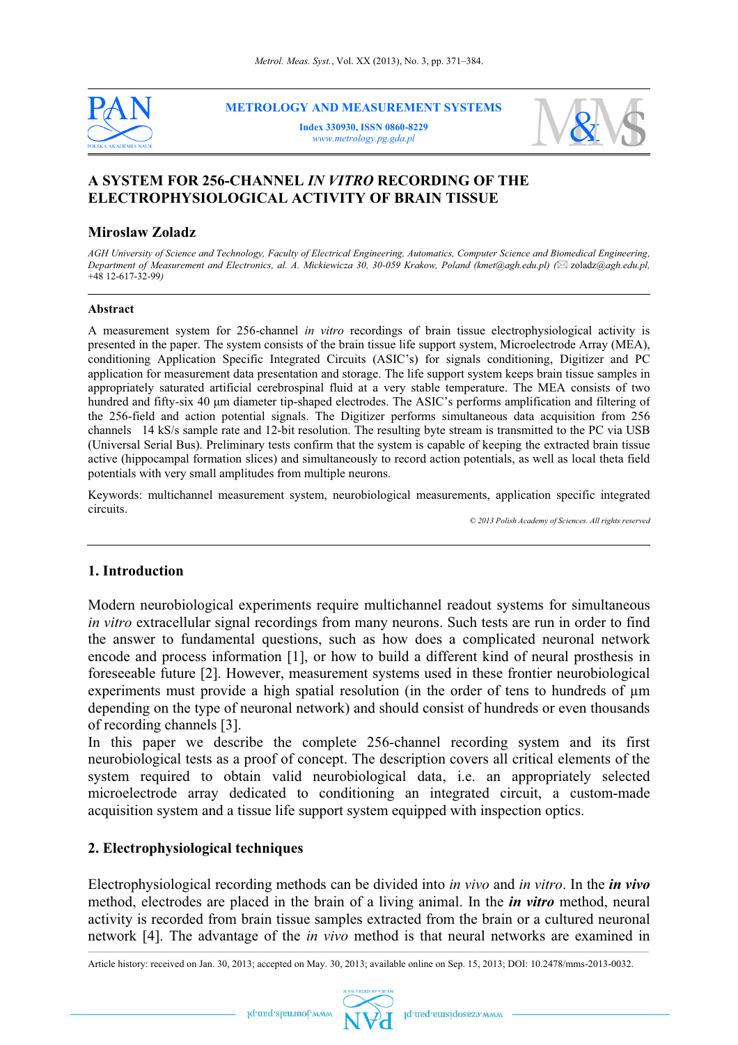# A SYSTEM FOR 256-CHANNEL *IN VITRO* RECORDING OF THE ELECTROPHYSIOLOGICAL ACTIVITY OF BRAIN TISSUE

## Miroslaw Zoladz

*AGH University of Science and Technology, Faculty of Electrical Engineering, Automatics, Computer Science and Biomedical Engineering, Department of Measurement and Electronics, al. A. Mickiewicza 30, 30-059 Krakow, Poland (kmet@agh.edu.pl) (✉ zoladz@agh.edu.pl, +48 12-617-32-99)*

### Abstract

A measurement system for 256-channel *in vitro* recordings of brain tissue electrophysiological activity is presented in the paper. The system consists of the brain tissue life support system, Microelectrode Array (MEA), conditioning Application Specific Integrated Circuits (ASIC's) for signals conditioning, Digitizer and PC application for measurement data presentation and storage. The life support system keeps brain tissue samples in appropriately saturated artificial cerebrospinal fluid at a very stable temperature. The MEA consists of two hundred and fifty-six 40 µm diameter tip-shaped electrodes. The ASIC's performs amplification and filtering of the 256-field and action potential signals. The Digitizer performs simultaneous data acquisition from 256 channels 14 kS/s sample rate and 12-bit resolution. The resulting byte stream is transmitted to the PC via USB (Universal Serial Bus). Preliminary tests confirm that the system is capable of keeping the extracted brain tissue active (hippocampal formation slices) and simultaneously to record action potentials, as well as local theta field potentials with very small amplitudes from multiple neurons.

Keywords: multichannel measurement system, neurobiological measurements, application specific integrated circuits.

*© 2013 Polish Academy of Sciences. All rights reserved*

## 1. Introduction

Modern neurobiological experiments require multichannel readout systems for simultaneous *in vitro* extracellular signal recordings from many neurons. Such tests are run in order to find the answer to fundamental questions, such as how does a complicated neuronal network encode and process information [1], or how to build a different kind of neural prosthesis in foreseeable future [2]. However, measurement systems used in these frontier neurobiological experiments must provide a high spatial resolution (in the order of tens to hundreds of µm depending on the type of neuronal network) and should consist of hundreds or even thousands of recording channels [3].

In this paper we describe the complete 256-channel recording system and its first neurobiological tests as a proof of concept. The description covers all critical elements of the system required to obtain valid neurobiological data, i.e. an appropriately selected microelectrode array dedicated to conditioning an integrated circuit, a custom-made acquisition system and a tissue life support system equipped with inspection optics.

## 2. Electrophysiological techniques

Electrophysiological recording methods can be divided into *in vivo* and *in vitro*. In the ***in vivo*** method, electrodes are placed in the brain of a living animal. In the ***in vitro*** method, neural activity is recorded from brain tissue samples extracted from the brain or a cultured neuronal network [4]. The advantage of the *in vivo* method is that neural networks are examined in

Article history: received on Jan. 30, 2013; accepted on May. 30, 2013; available online on Sep. 15, 2013; DOI: 10.2478/mms-2013-0032.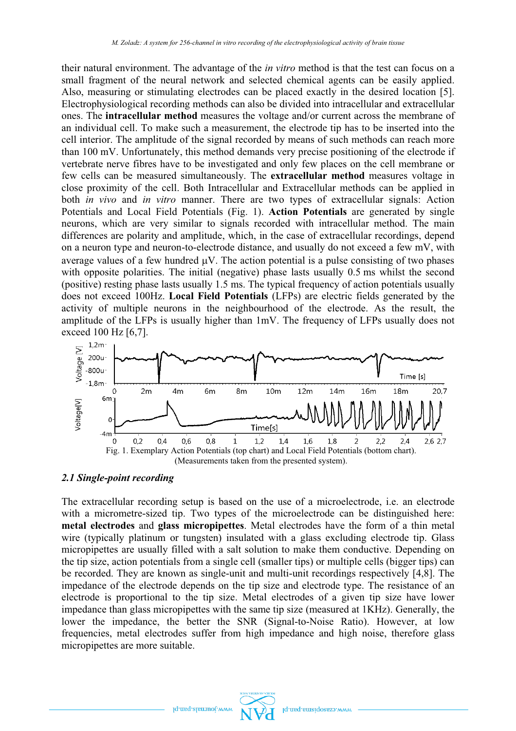their natural environment. The advantage of the *in vitro* method is that the test can focus on a small fragment of the neural network and selected chemical agents can be easily applied. Also, measuring or stimulating electrodes can be placed exactly in the desired location [5]. Electrophysiological recording methods can also be divided into intracellular and extracellular ones. The **intracellular method** measures the voltage and/or current across the membrane of an individual cell. To make such a measurement, the electrode tip has to be inserted into the cell interior. The amplitude of the signal recorded by means of such methods can reach more than 100 mV. Unfortunately, this method demands very precise positioning of the electrode if vertebrate nerve fibres have to be investigated and only few places on the cell membrane or few cells can be measured simultaneously. The **extracellular method** measures voltage in close proximity of the cell. Both Intracellular and Extracellular methods can be applied in both *in vivo* and *in vitro* manner. There are two types of extracellular signals: Action Potentials and Local Field Potentials (Fig. 1). **Action Potentials** are generated by single neurons, which are very similar to signals recorded with intracellular method. The main differences are polarity and amplitude, which, in the case of extracellular recordings, depend on a neuron type and neuron-to-electrode distance, and usually do not exceed a few mV, with average values of a few hundred µV. The action potential is a pulse consisting of two phases with opposite polarities. The initial (negative) phase lasts usually 0.5 ms whilst the second (positive) resting phase lasts usually 1.5 ms. The typical frequency of action potentials usually does not exceed 100Hz. **Local Field Potentials** (LFPs) are electric fields generated by the activity of multiple neurons in the neighbourhood of the electrode. As the result, the amplitude of the LFPs is usually higher than 1mV. The frequency of LFPs usually does not exceed 100 Hz [6,7].

Fig. 1. Exemplary Action Potentials (top chart) and Local Field Potentials (bottom chart). (Measurements taken from the presented system).

### *2.1 Single-point recording*

The extracellular recording setup is based on the use of a microelectrode, i.e. an electrode with a micrometre-sized tip. Two types of the microelectrode can be distinguished here: **metal electrodes** and **glass micropipettes**. Metal electrodes have the form of a thin metal wire (typically platinum or tungsten) insulated with a glass excluding electrode tip. Glass micropipettes are usually filled with a salt solution to make them conductive. Depending on the tip size, action potentials from a single cell (smaller tips) or multiple cells (bigger tips) can be recorded. They are known as single-unit and multi-unit recordings respectively [4,8]. The impedance of the electrode depends on the tip size and electrode type. The resistance of an electrode is proportional to the tip size. Metal electrodes of a given tip size have lower impedance than glass micropipettes with the same tip size (measured at 1KHz). Generally, the lower the impedance, the better the SNR (Signal-to-Noise Ratio). However, at low frequencies, metal electrodes suffer from high impedance and high noise, therefore glass micropipettes are more suitable.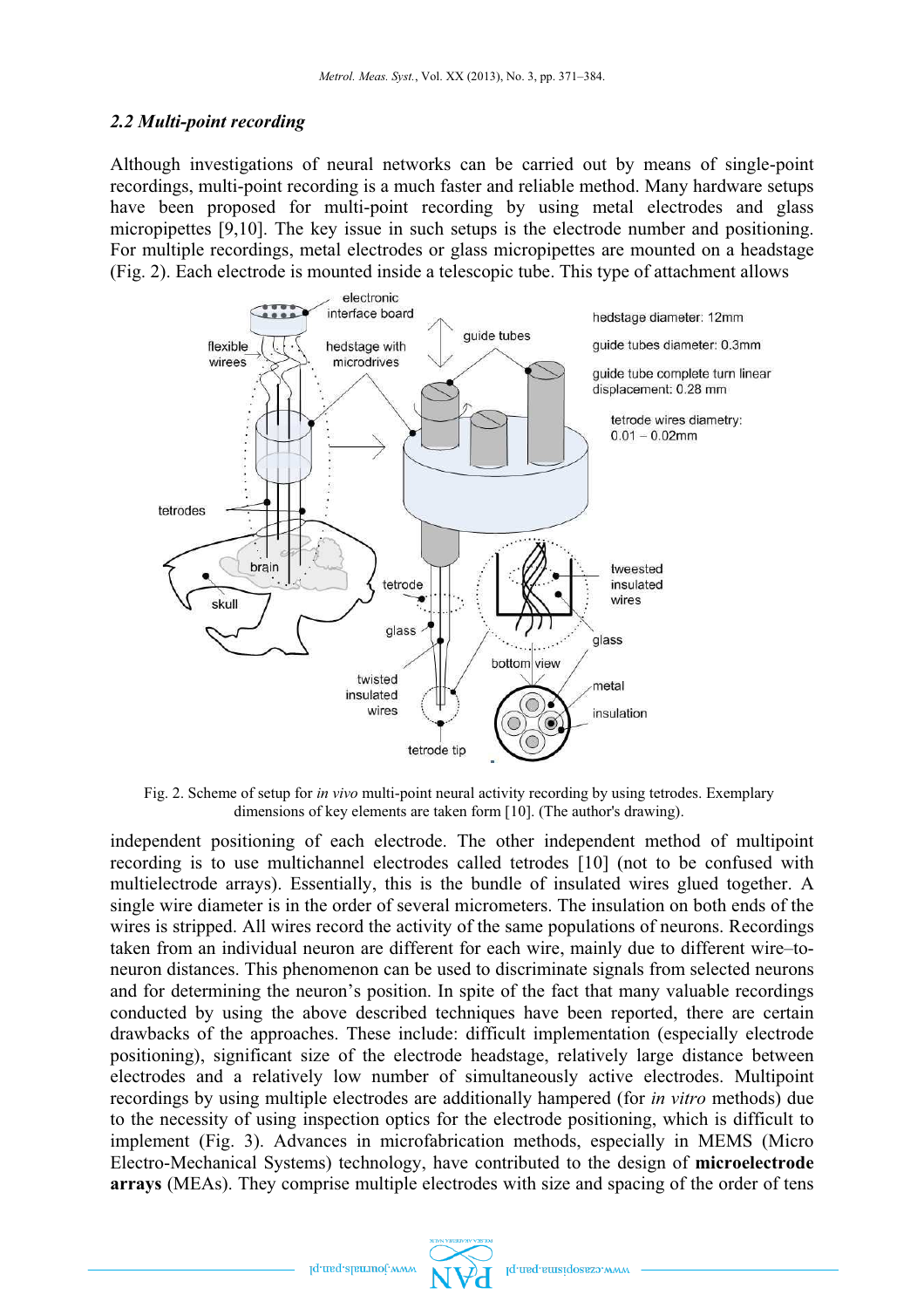### *2.2 Multi-point recording*

Although investigations of neural networks can be carried out by means of single-point recordings, multi-point recording is a much faster and reliable method. Many hardware setups have been proposed for multi-point recording by using metal electrodes and glass micropipettes [9,10]. The key issue in such setups is the electrode number and positioning. For multiple recordings, metal electrodes or glass micropipettes are mounted on a headstage (Fig. 2). Each electrode is mounted inside a telescopic tube. This type of attachment allows

Fig. 2. Scheme of setup for *in vivo* multi-point neural activity recording by using tetrodes. Exemplary dimensions of key elements are taken form [10]. (The author's drawing).

independent positioning of each electrode. The other independent method of multipoint recording is to use multichannel electrodes called tetrodes [10] (not to be confused with multielectrode arrays). Essentially, this is the bundle of insulated wires glued together. A single wire diameter is in the order of several micrometers. The insulation on both ends of the wires is stripped. All wires record the activity of the same populations of neurons. Recordings taken from an individual neuron are different for each wire, mainly due to different wire–to-neuron distances. This phenomenon can be used to discriminate signals from selected neurons and for determining the neuron's position. In spite of the fact that many valuable recordings conducted by using the above described techniques have been reported, there are certain drawbacks of the approaches. These include: difficult implementation (especially electrode positioning), significant size of the electrode headstage, relatively large distance between electrodes and a relatively low number of simultaneously active electrodes. Multipoint recordings by using multiple electrodes are additionally hampered (for *in vitro* methods) due to the necessity of using inspection optics for the electrode positioning, which is difficult to implement (Fig. 3). Advances in microfabrication methods, especially in MEMS (Micro Electro-Mechanical Systems) technology, have contributed to the design of **microelectrode arrays** (MEAs). They comprise multiple electrodes with size and spacing of the order of tens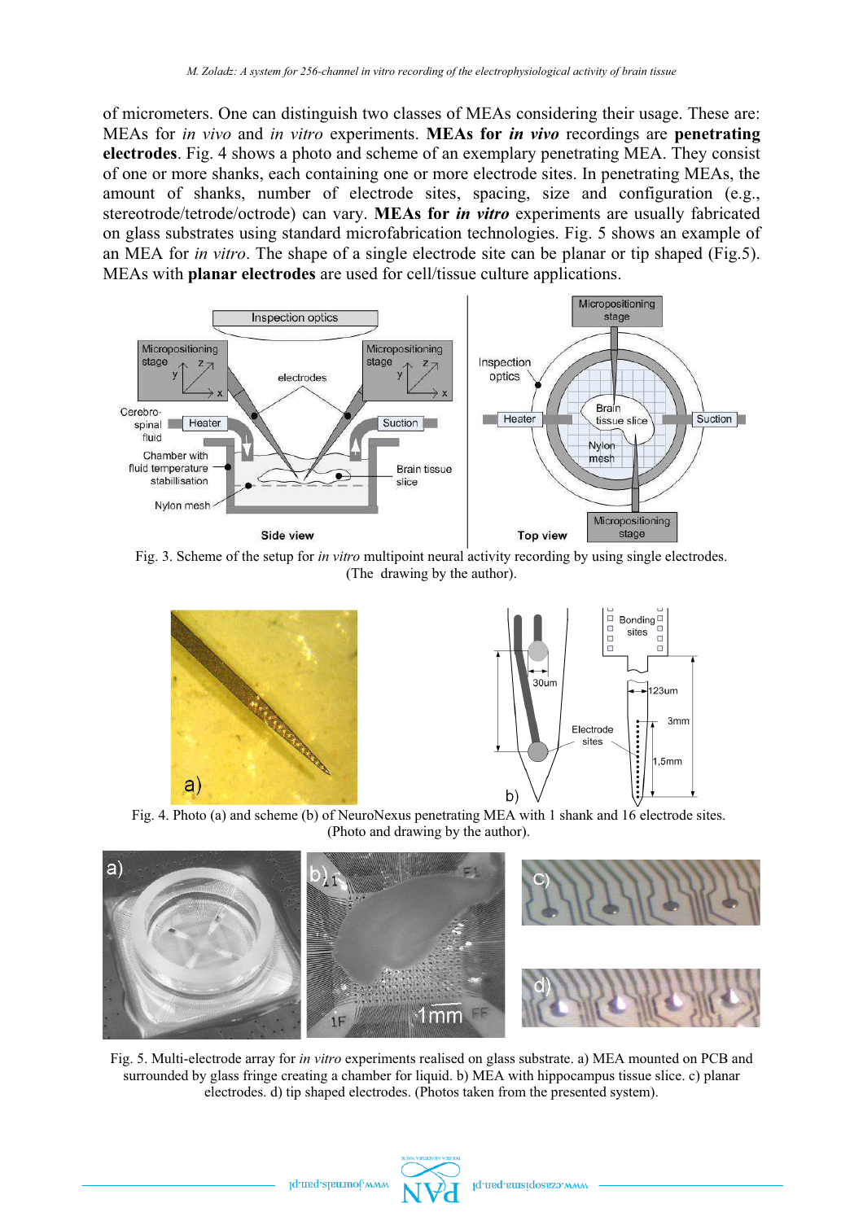of micrometers. One can distinguish two classes of MEAs considering their usage. These are: MEAs for *in vivo* and *in vitro* experiments. **MEAs for *in vivo*** recordings are **penetrating electrodes**. Fig. 4 shows a photo and scheme of an exemplary penetrating MEA. They consist of one or more shanks, each containing one or more electrode sites. In penetrating MEAs, the amount of shanks, number of electrode sites, spacing, size and configuration (e.g., stereotrode/tetrode/octrode) can vary. **MEAs for *in vitro*** experiments are usually fabricated on glass substrates using standard microfabrication technologies. Fig. 5 shows an example of an MEA for *in vitro*. The shape of a single electrode site can be planar or tip shaped (Fig.5). MEAs with **planar electrodes** are used for cell/tissue culture applications.

Fig. 3. Scheme of the setup for *in vitro* multipoint neural activity recording by using single electrodes. (The drawing by the author).

Fig. 4. Photo (a) and scheme (b) of NeuroNexus penetrating MEA with 1 shank and 16 electrode sites. (Photo and drawing by the author).

Fig. 5. Multi-electrode array for *in vitro* experiments realised on glass substrate. a) MEA mounted on PCB and surrounded by glass fringe creating a chamber for liquid. b) MEA with hippocampus tissue slice. c) planar electrodes. d) tip shaped electrodes. (Photos taken from the presented system).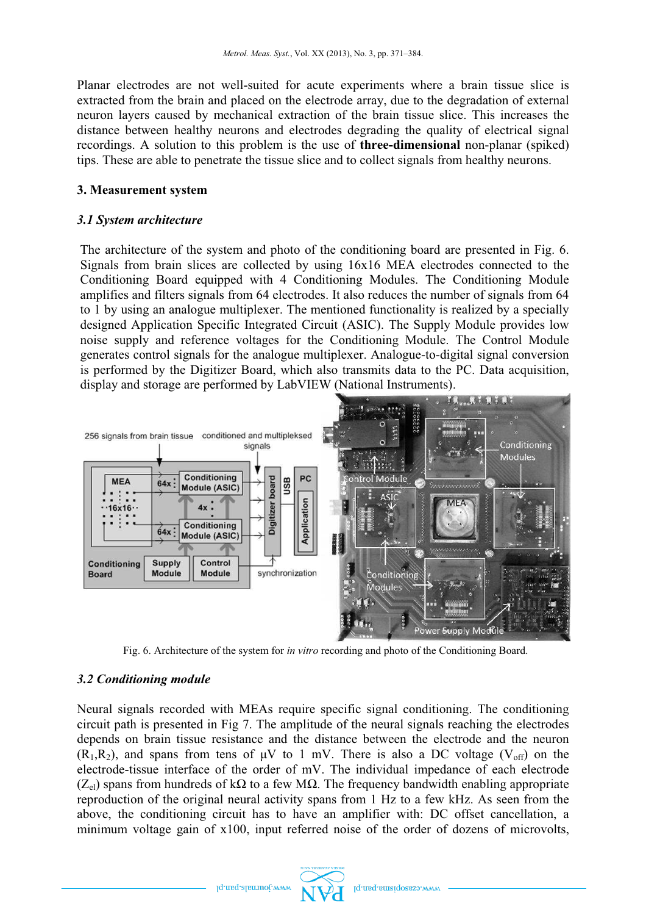Planar electrodes are not well-suited for acute experiments where a brain tissue slice is extracted from the brain and placed on the electrode array, due to the degradation of external neuron layers caused by mechanical extraction of the brain tissue slice. This increases the distance between healthy neurons and electrodes degrading the quality of electrical signal recordings. A solution to this problem is the use of **three-dimensional** non-planar (spiked) tips. These are able to penetrate the tissue slice and to collect signals from healthy neurons.

## 3. Measurement system

### *3.1 System architecture*

The architecture of the system and photo of the conditioning board are presented in Fig. 6. Signals from brain slices are collected by using 16x16 MEA electrodes connected to the Conditioning Board equipped with 4 Conditioning Modules. The Conditioning Module amplifies and filters signals from 64 electrodes. It also reduces the number of signals from 64 to 1 by using an analogue multiplexer. The mentioned functionality is realized by a specially designed Application Specific Integrated Circuit (ASIC). The Supply Module provides low noise supply and reference voltages for the Conditioning Module. The Control Module generates control signals for the analogue multiplexer. Analogue-to-digital signal conversion is performed by the Digitizer Board, which also transmits data to the PC. Data acquisition, display and storage are performed by LabVIEW (National Instruments).

Fig. 6. Architecture of the system for *in vitro* recording and photo of the Conditioning Board.

### *3.2 Conditioning module*

Neural signals recorded with MEAs require specific signal conditioning. The conditioning circuit path is presented in Fig 7. The amplitude of the neural signals reaching the electrodes depends on brain tissue resistance and the distance between the electrode and the neuron ($R_1$,$R_2$), and spans from tens of μV to 1 mV. There is also a DC voltage ($V_{off}$) on the electrode-tissue interface of the order of mV. The individual impedance of each electrode ($Z_{el}$) spans from hundreds of kΩ to a few MΩ. The frequency bandwidth enabling appropriate reproduction of the original neural activity spans from 1 Hz to a few kHz. As seen from the above, the conditioning circuit has to have an amplifier with: DC offset cancellation, a minimum voltage gain of x100, input referred noise of the order of dozens of microvolts,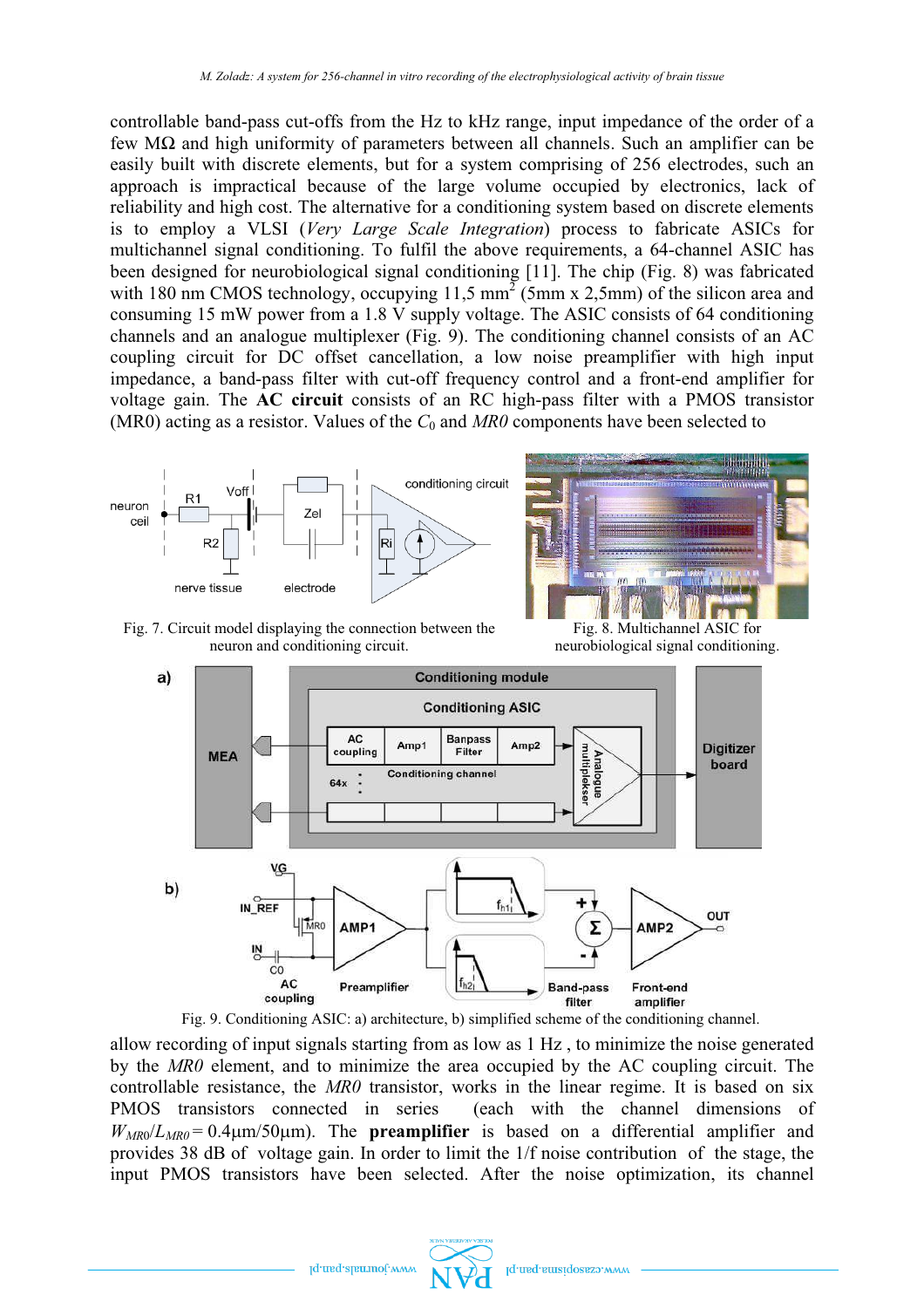controllable band-pass cut-offs from the Hz to kHz range, input impedance of the order of a few MΩ and high uniformity of parameters between all channels. Such an amplifier can be easily built with discrete elements, but for a system comprising of 256 electrodes, such an approach is impractical because of the large volume occupied by electronics, lack of reliability and high cost. The alternative for a conditioning system based on discrete elements is to employ a VLSI (*Very Large Scale Integration*) process to fabricate ASICs for multichannel signal conditioning. To fulfil the above requirements, a 64-channel ASIC has been designed for neurobiological signal conditioning [11]. The chip (Fig. 8) was fabricated with 180 nm CMOS technology, occupying 11,5 mm$^2$ (5mm x 2,5mm) of the silicon area and consuming 15 mW power from a 1.8 V supply voltage. The ASIC consists of 64 conditioning channels and an analogue multiplexer (Fig. 9). The conditioning channel consists of an AC coupling circuit for DC offset cancellation, a low noise preamplifier with high input impedance, a band-pass filter with cut-off frequency control and a front-end amplifier for voltage gain. The **AC circuit** consists of an RC high-pass filter with a PMOS transistor (MR0) acting as a resistor. Values of the $C_0$ and *MR0* components have been selected to

Fig. 7. Circuit model displaying the connection between the neuron and conditioning circuit.

Fig. 8. Multichannel ASIC for neurobiological signal conditioning.

Fig. 9. Conditioning ASIC: a) architecture, b) simplified scheme of the conditioning channel.

allow recording of input signals starting from as low as 1 Hz , to minimize the noise generated by the *MR0* element, and to minimize the area occupied by the AC coupling circuit. The controllable resistance, the *MR0* transistor, works in the linear regime. It is based on six PMOS transistors connected in series (each with the channel dimensions of $W_{MR0}/L_{MR0} = 0.4\mu m/50\mu m$). The **preamplifier** is based on a differential amplifier and provides 38 dB of voltage gain. In order to limit the 1/f noise contribution of the stage, the input PMOS transistors have been selected. After the noise optimization, its channel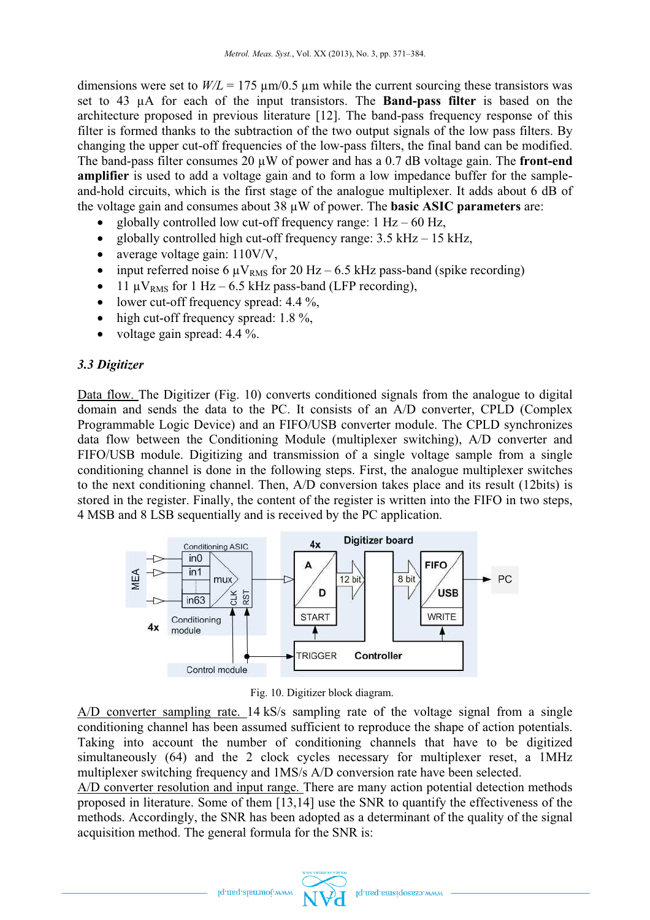dimensions were set to $W/L$ = 175 µm/0.5 µm while the current sourcing these transistors was set to 43 µA for each of the input transistors. The **Band-pass filter** is based on the architecture proposed in previous literature [12]. The band-pass frequency response of this filter is formed thanks to the subtraction of the two output signals of the low pass filters. By changing the upper cut-off frequencies of the low-pass filters, the final band can be modified. The band-pass filter consumes 20 µW of power and has a 0.7 dB voltage gain. The **front-end amplifier** is used to add a voltage gain and to form a low impedance buffer for the sample-and-hold circuits, which is the first stage of the analogue multiplexer. It adds about 6 dB of the voltage gain and consumes about 38 µW of power. The **basic ASIC parameters** are:

- globally controlled low cut-off frequency range: 1 Hz – 60 Hz,
- globally controlled high cut-off frequency range: 3.5 kHz – 15 kHz,
- average voltage gain: 110V/V,
- input referred noise 6 $\mu V_{RMS}$ for 20 Hz – 6.5 kHz pass-band (spike recording)
- 11 $\mu V_{RMS}$ for 1 Hz – 6.5 kHz pass-band (LFP recording),
- lower cut-off frequency spread: 4.4 %,
- high cut-off frequency spread: 1.8 %,
- voltage gain spread: 4.4 %.

### *3.3 Digitizer*

Data flow. The Digitizer (Fig. 10) converts conditioned signals from the analogue to digital domain and sends the data to the PC. It consists of an A/D converter, CPLD (Complex Programmable Logic Device) and an FIFO/USB converter module. The CPLD synchronizes data flow between the Conditioning Module (multiplexer switching), A/D converter and FIFO/USB module. Digitizing and transmission of a single voltage sample from a single conditioning channel is done in the following steps. First, the analogue multiplexer switches to the next conditioning channel. Then, A/D conversion takes place and its result (12bits) is stored in the register. Finally, the content of the register is written into the FIFO in two steps, 4 MSB and 8 LSB sequentially and is received by the PC application.

Fig. 10. Digitizer block diagram.

A/D converter sampling rate. 14 kS/s sampling rate of the voltage signal from a single conditioning channel has been assumed sufficient to reproduce the shape of action potentials. Taking into account the number of conditioning channels that have to be digitized simultaneously (64) and the 2 clock cycles necessary for multiplexer reset, a 1MHz multiplexer switching frequency and 1MS/s A/D conversion rate have been selected.

A/D converter resolution and input range. There are many action potential detection methods proposed in literature. Some of them [13,14] use the SNR to quantify the effectiveness of the methods. Accordingly, the SNR has been adopted as a determinant of the quality of the signal acquisition method. The general formula for the SNR is: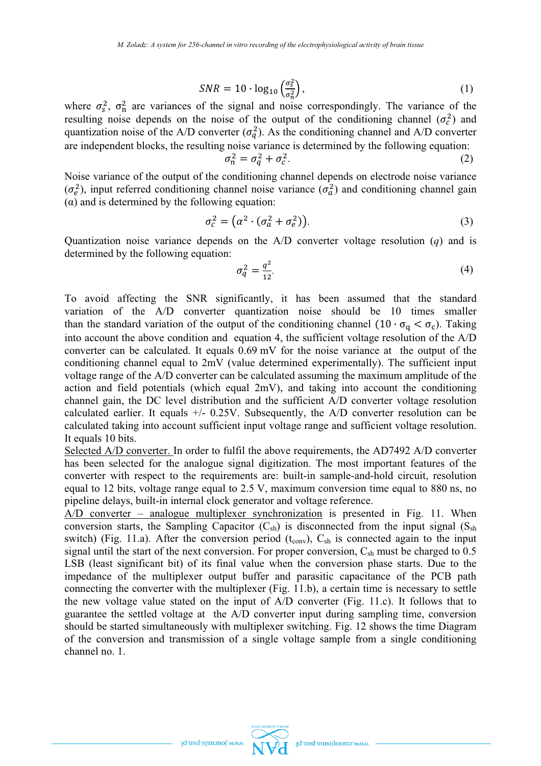$$SNR = 10 \cdot \log_{10}\left(\frac{\sigma_s^2}{\sigma_n^2}\right), \tag{1}$$

where $\sigma_s^2$, $\sigma_n^2$ are variances of the signal and noise correspondingly. The variance of the resulting noise depends on the noise of the output of the conditioning channel ($\sigma_c^2$) and quantization noise of the A/D converter ($\sigma_q^2$). As the conditioning channel and A/D converter are independent blocks, the resulting noise variance is determined by the following equation:

$$\sigma_n^2 = \sigma_q^2 + \sigma_c^2. \tag{2}$$

Noise variance of the output of the conditioning channel depends on electrode noise variance ($\sigma_e^2$), input referred conditioning channel noise variance ($\sigma_a^2$) and conditioning channel gain ($\alpha$) and is determined by the following equation:

$$\sigma_c^2 = \left(\alpha^2 \cdot (\sigma_a^2 + \sigma_e^2)\right). \tag{3}$$

Quantization noise variance depends on the A/D converter voltage resolution ($q$) and is determined by the following equation:

$$\sigma_q^2 = \frac{q^2}{12}. \tag{4}$$

To avoid affecting the SNR significantly, it has been assumed that the standard variation of the A/D converter quantization noise should be 10 times smaller than the standard variation of the output of the conditioning channel ($10 \cdot \sigma_q < \sigma_c$). Taking into account the above condition and equation 4, the sufficient voltage resolution of the A/D converter can be calculated. It equals 0.69 mV for the noise variance at the output of the conditioning channel equal to 2mV (value determined experimentally). The sufficient input voltage range of the A/D converter can be calculated assuming the maximum amplitude of the action and field potentials (which equal 2mV), and taking into account the conditioning channel gain, the DC level distribution and the sufficient A/D converter voltage resolution calculated earlier. It equals +/- 0.25V. Subsequently, the A/D converter resolution can be calculated taking into account sufficient input voltage range and sufficient voltage resolution. It equals 10 bits.

Selected A/D converter. In order to fulfil the above requirements, the AD7492 A/D converter has been selected for the analogue signal digitization. The most important features of the converter with respect to the requirements are: built-in sample-and-hold circuit, resolution equal to 12 bits, voltage range equal to 2.5 V, maximum conversion time equal to 880 ns, no pipeline delays, built-in internal clock generator and voltage reference.

A/D converter – analogue multiplexer synchronization is presented in Fig. 11. When conversion starts, the Sampling Capacitor ($C_{sh}$) is disconnected from the input signal ($S_{sh}$ switch) (Fig. 11.a). After the conversion period ($t_{conv}$), $C_{sh}$ is connected again to the input signal until the start of the next conversion. For proper conversion, $C_{sh}$ must be charged to 0.5 LSB (least significant bit) of its final value when the conversion phase starts. Due to the impedance of the multiplexer output buffer and parasitic capacitance of the PCB path connecting the converter with the multiplexer (Fig. 11.b), a certain time is necessary to settle the new voltage value stated on the input of A/D converter (Fig. 11.c). It follows that to guarantee the settled voltage at the A/D converter input during sampling time, conversion should be started simultaneously with multiplexer switching. Fig. 12 shows the time Diagram of the conversion and transmission of a single voltage sample from a single conditioning channel no. 1.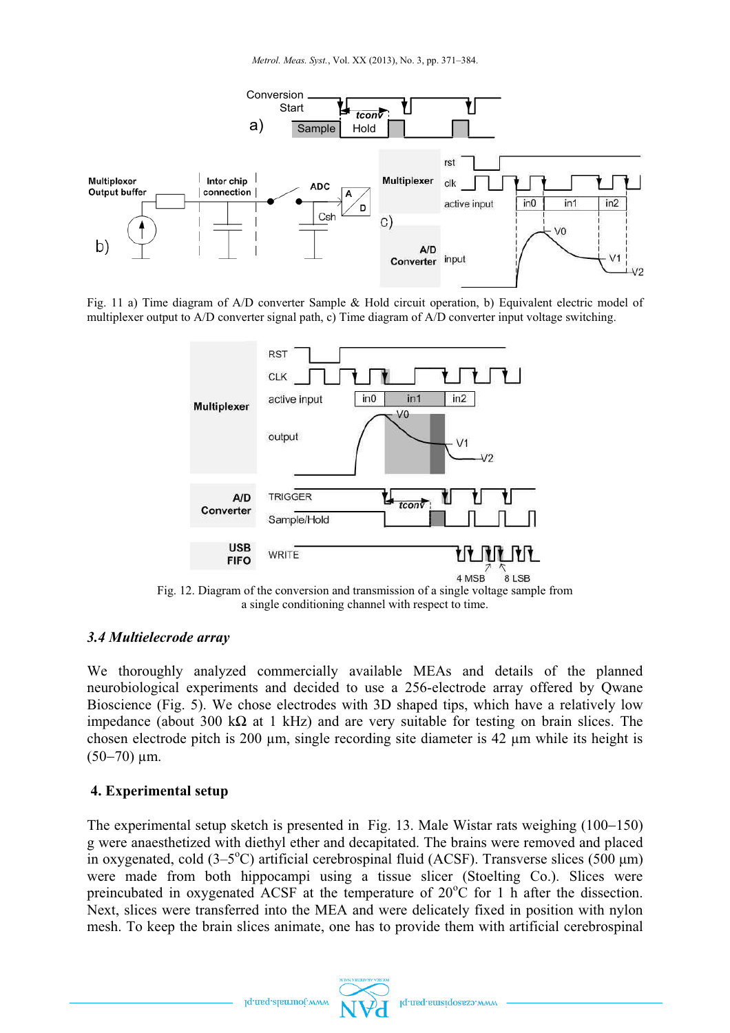Fig. 11 a) Time diagram of A/D converter Sample & Hold circuit operation, b) Equivalent electric model of multiplexer output to A/D converter signal path, c) Time diagram of A/D converter input voltage switching.

Fig. 12. Diagram of the conversion and transmission of a single voltage sample from a single conditioning channel with respect to time.

### *3.4 Multielecrode array*

We thoroughly analyzed commercially available MEAs and details of the planned neurobiological experiments and decided to use a 256-electrode array offered by Qwane Bioscience (Fig. 5). We chose electrodes with 3D shaped tips, which have a relatively low impedance (about 300 kΩ at 1 kHz) and are very suitable for testing on brain slices. The chosen electrode pitch is 200 µm, single recording site diameter is 42 µm while its height is (50–70) µm.

## 4. Experimental setup

The experimental setup sketch is presented in Fig. 13. Male Wistar rats weighing (100–150) g were anaesthetized with diethyl ether and decapitated. The brains were removed and placed in oxygenated, cold (3–5°C) artificial cerebrospinal fluid (ACSF). Transverse slices (500 µm) were made from both hippocampi using a tissue slicer (Stoelting Co.). Slices were preincubated in oxygenated ACSF at the temperature of 20°C for 1 h after the dissection. Next, slices were transferred into the MEA and were delicately fixed in position with nylon mesh. To keep the brain slices animate, one has to provide them with artificial cerebrospinal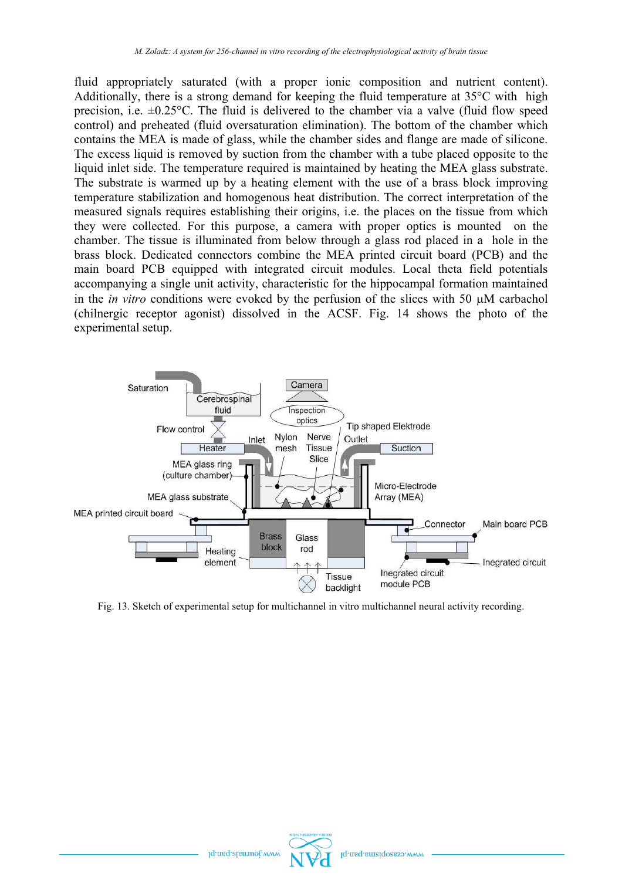fluid appropriately saturated (with a proper ionic composition and nutrient content). Additionally, there is a strong demand for keeping the fluid temperature at 35°C with high precision, i.e. ±0.25°C. The fluid is delivered to the chamber via a valve (fluid flow speed control) and preheated (fluid oversaturation elimination). The bottom of the chamber which contains the MEA is made of glass, while the chamber sides and flange are made of silicone. The excess liquid is removed by suction from the chamber with a tube placed opposite to the liquid inlet side. The temperature required is maintained by heating the MEA glass substrate. The substrate is warmed up by a heating element with the use of a brass block improving temperature stabilization and homogenous heat distribution. The correct interpretation of the measured signals requires establishing their origins, i.e. the places on the tissue from which they were collected. For this purpose, a camera with proper optics is mounted on the chamber. The tissue is illuminated from below through a glass rod placed in a hole in the brass block. Dedicated connectors combine the MEA printed circuit board (PCB) and the main board PCB equipped with integrated circuit modules. Local theta field potentials accompanying a single unit activity, characteristic for the hippocampal formation maintained in the *in vitro* conditions were evoked by the perfusion of the slices with 50 µM carbachol (chilnergic receptor agonist) dissolved in the ACSF. Fig. 14 shows the photo of the experimental setup.

Fig. 13. Sketch of experimental setup for multichannel in vitro multichannel neural activity recording.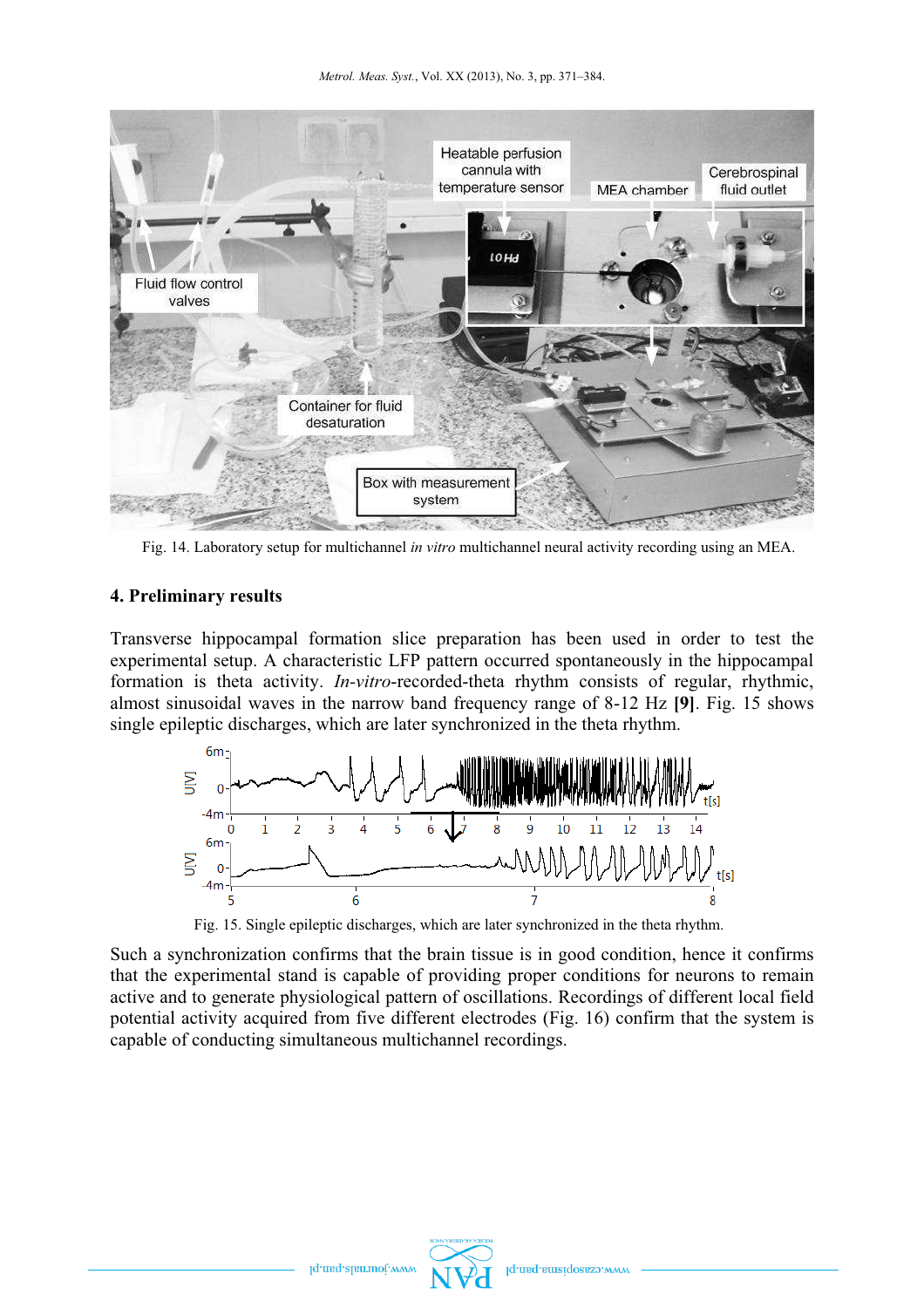Fig. 14. Laboratory setup for multichannel *in vitro* multichannel neural activity recording using an MEA.

## 4. Preliminary results

Transverse hippocampal formation slice preparation has been used in order to test the experimental setup. A characteristic LFP pattern occurred spontaneously in the hippocampal formation is theta activity. *In-vitro*-recorded-theta rhythm consists of regular, rhythmic, almost sinusoidal waves in the narrow band frequency range of 8-12 Hz **[9]**. Fig. 15 shows single epileptic discharges, which are later synchronized in the theta rhythm.

Fig. 15. Single epileptic discharges, which are later synchronized in the theta rhythm.

Such a synchronization confirms that the brain tissue is in good condition, hence it confirms that the experimental stand is capable of providing proper conditions for neurons to remain active and to generate physiological pattern of oscillations. Recordings of different local field potential activity acquired from five different electrodes (Fig. 16) confirm that the system is capable of conducting simultaneous multichannel recordings.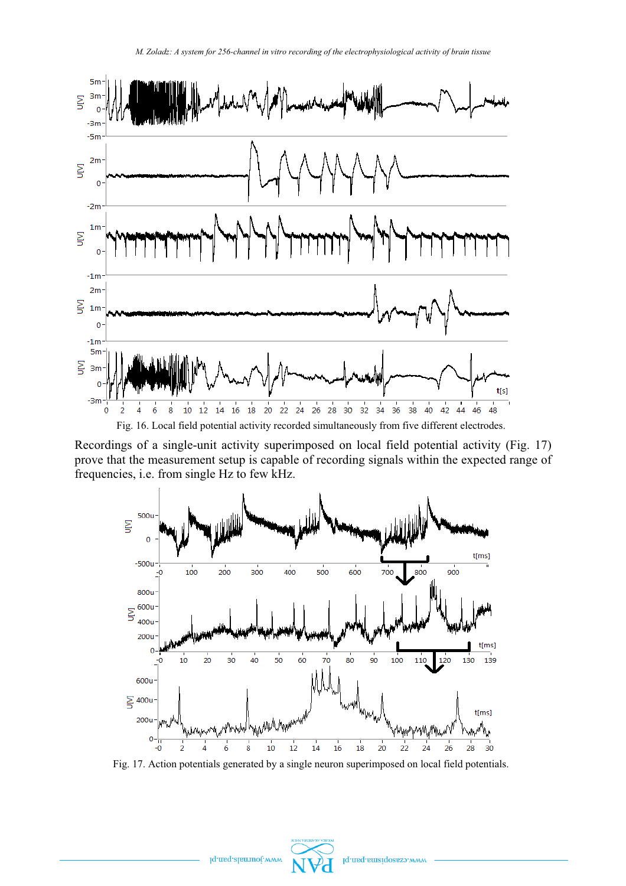Fig. 16. Local field potential activity recorded simultaneously from five different electrodes.

Recordings of a single-unit activity superimposed on local field potential activity (Fig. 17) prove that the measurement setup is capable of recording signals within the expected range of frequencies, i.e. from single Hz to few kHz.

Fig. 17. Action potentials generated by a single neuron superimposed on local field potentials.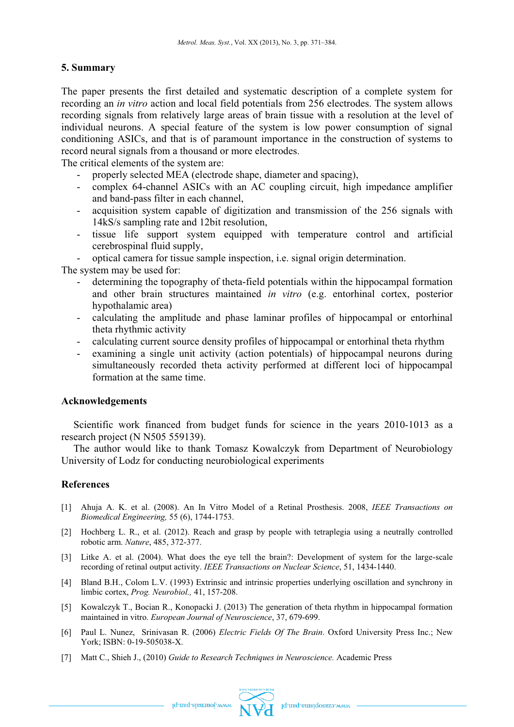## 5. Summary

The paper presents the first detailed and systematic description of a complete system for recording an *in vitro* action and local field potentials from 256 electrodes. The system allows recording signals from relatively large areas of brain tissue with a resolution at the level of individual neurons. A special feature of the system is low power consumption of signal conditioning ASICs, and that is of paramount importance in the construction of systems to record neural signals from a thousand or more electrodes.

The critical elements of the system are:

- properly selected MEA (electrode shape, diameter and spacing),
- complex 64-channel ASICs with an AC coupling circuit, high impedance amplifier and band-pass filter in each channel,
- acquisition system capable of digitization and transmission of the 256 signals with 14kS/s sampling rate and 12bit resolution,
- tissue life support system equipped with temperature control and artificial cerebrospinal fluid supply,
- optical camera for tissue sample inspection, i.e. signal origin determination.

The system may be used for:

- determining the topography of theta-field potentials within the hippocampal formation and other brain structures maintained *in vitro* (e.g. entorhinal cortex, posterior hypothalamic area)
- calculating the amplitude and phase laminar profiles of hippocampal or entorhinal theta rhythmic activity
- calculating current source density profiles of hippocampal or entorhinal theta rhythm
- examining a single unit activity (action potentials) of hippocampal neurons during simultaneously recorded theta activity performed at different loci of hippocampal formation at the same time.

## Acknowledgements

Scientific work financed from budget funds for science in the years 2010-1013 as a research project (N N505 559139).

The author would like to thank Tomasz Kowalczyk from Department of Neurobiology University of Lodz for conducting neurobiological experiments

## References

[1] Ahuja A. K. et al. (2008). An In Vitro Model of a Retinal Prosthesis. 2008, *IEEE Transactions on Biomedical Engineering,* 55 (6), 1744-1753.

[2] Hochberg L. R., et al. (2012). Reach and grasp by people with tetraplegia using a neutrally controlled robotic arm. *Nature*, 485, 372-377.

[3] Litke A. et al. (2004). What does the eye tell the brain?: Development of system for the large-scale recording of retinal output activity. *IEEE Transactions on Nuclear Science*, 51, 1434-1440.

[4] Bland B.H., Colom L.V. (1993) Extrinsic and intrinsic properties underlying oscillation and synchrony in limbic cortex, *Prog. Neurobiol.,* 41, 157-208.

[5] Kowalczyk T., Bocian R., Konopacki J. (2013) The generation of theta rhythm in hippocampal formation maintained in vitro. *European Journal of Neuroscience*, 37, 679-699.

[6] Paul L. Nunez, Srinivasan R. (2006) *Electric Fields Of The Brain*. Oxford University Press Inc.; New York; ISBN: 0-19-505038-X.

[7] Matt C., Shieh J., (2010) *Guide to Research Techniques in Neuroscience.* Academic Press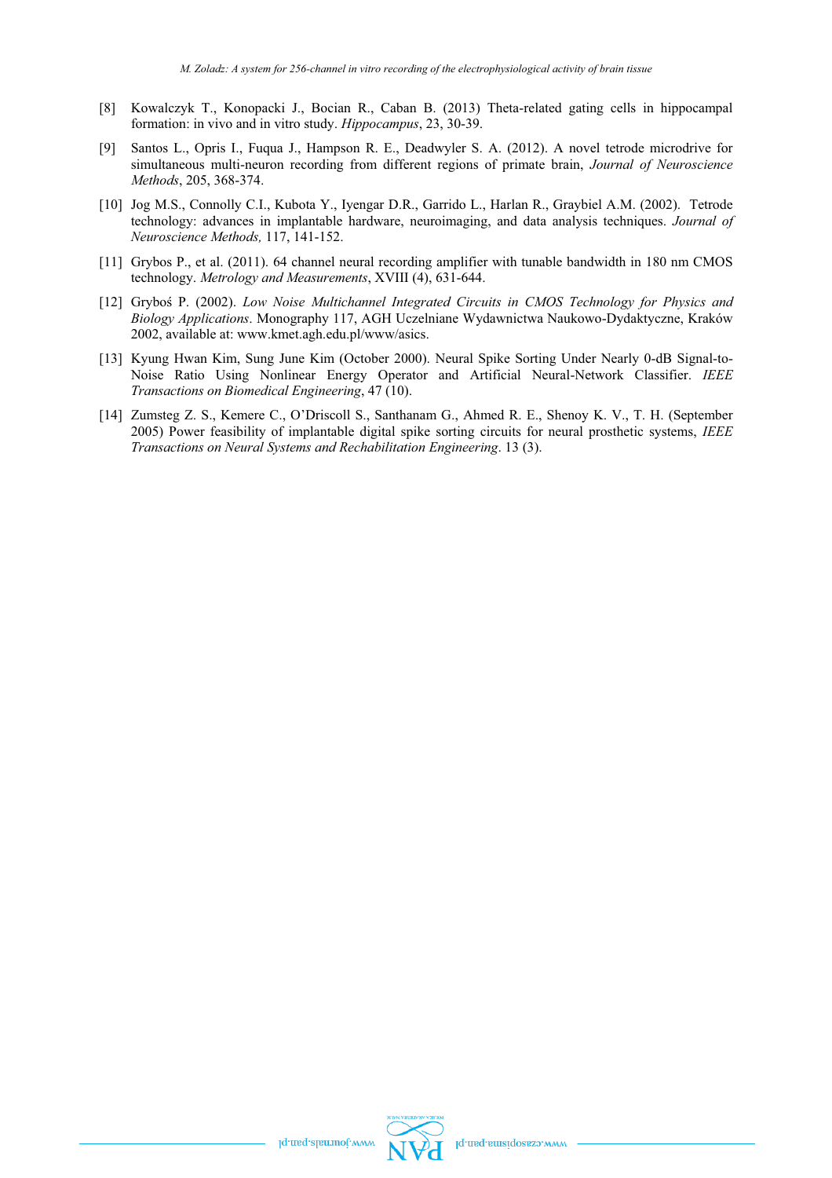[8] Kowalczyk T., Konopacki J., Bocian R., Caban B. (2013) Theta-related gating cells in hippocampal formation: in vivo and in vitro study. *Hippocampus*, 23, 30-39.

[9] Santos L., Opris I., Fuqua J., Hampson R. E., Deadwyler S. A. (2012). A novel tetrode microdrive for simultaneous multi-neuron recording from different regions of primate brain, *Journal of Neuroscience Methods*, 205, 368-374.

[10] Jog M.S., Connolly C.I., Kubota Y., Iyengar D.R., Garrido L., Harlan R., Graybiel A.M. (2002). Tetrode technology: advances in implantable hardware, neuroimaging, and data analysis techniques. *Journal of Neuroscience Methods,* 117, 141-152.

[11] Grybos P., et al. (2011). 64 channel neural recording amplifier with tunable bandwidth in 180 nm CMOS technology. *Metrology and Measurements*, XVIII (4), 631-644.

[12] Gryboś P. (2002). *Low Noise Multichannel Integrated Circuits in CMOS Technology for Physics and Biology Applications*. Monography 117, AGH Uczelniane Wydawnictwa Naukowo-Dydaktyczne, Kraków 2002, available at: www.kmet.agh.edu.pl/www/asics.

[13] Kyung Hwan Kim, Sung June Kim (October 2000). Neural Spike Sorting Under Nearly 0-dB Signal-to-Noise Ratio Using Nonlinear Energy Operator and Artificial Neural-Network Classifier. *IEEE Transactions on Biomedical Engineering*, 47 (10).

[14] Zumsteg Z. S., Kemere C., O'Driscoll S., Santhanam G., Ahmed R. E., Shenoy K. V., T. H. (September 2005) Power feasibility of implantable digital spike sorting circuits for neural prosthetic systems, *IEEE Transactions on Neural Systems and Rechabilitation Engineering*. 13 (3).